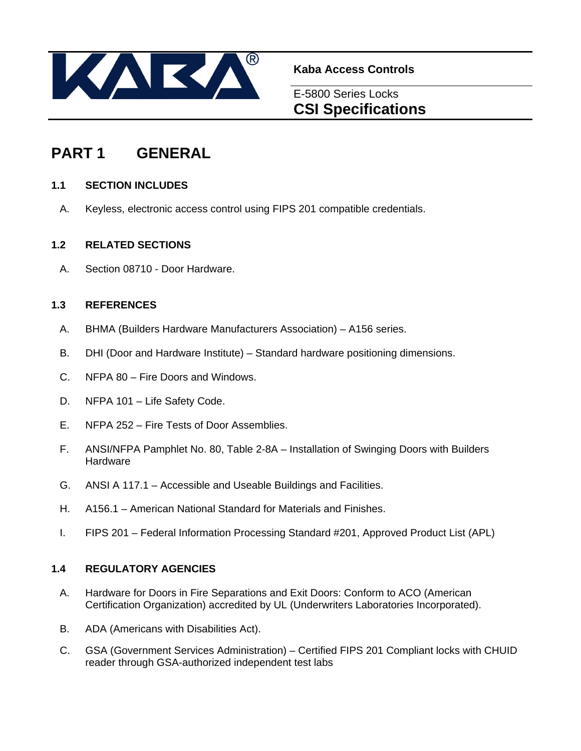**Kaba Access Controls**

E-5800 Series Locks

**CSI Specifications**

# PART 1 GENERAL

## 1.1 SECTION INCLUDES

A. Keyless, electronic access control using FIPS 201 compatible credentials.

## 1.2 RELATED SECTIONS

A. Section 08710 - Door Hardware.

## 1.3 REFERENCES

A. BHMA (Builders Hardware Manufacturers Association) – A156 series.

B. DHI (Door and Hardware Institute) – Standard hardware positioning dimensions.

C. NFPA 80 – Fire Doors and Windows.

D. NFPA 101 – Life Safety Code.

E. NFPA 252 – Fire Tests of Door Assemblies.

F. ANSI/NFPA Pamphlet No. 80, Table 2-8A – Installation of Swinging Doors with Builders Hardware

G. ANSI A 117.1 – Accessible and Useable Buildings and Facilities.

H. A156.1 – American National Standard for Materials and Finishes.

I. FIPS 201 – Federal Information Processing Standard #201, Approved Product List (APL)

## 1.4 REGULATORY AGENCIES

A. Hardware for Doors in Fire Separations and Exit Doors: Conform to ACO (American Certification Organization) accredited by UL (Underwriters Laboratories Incorporated).

B. ADA (Americans with Disabilities Act).

C. GSA (Government Services Administration) – Certified FIPS 201 Compliant locks with CHUID reader through GSA-authorized independent test labs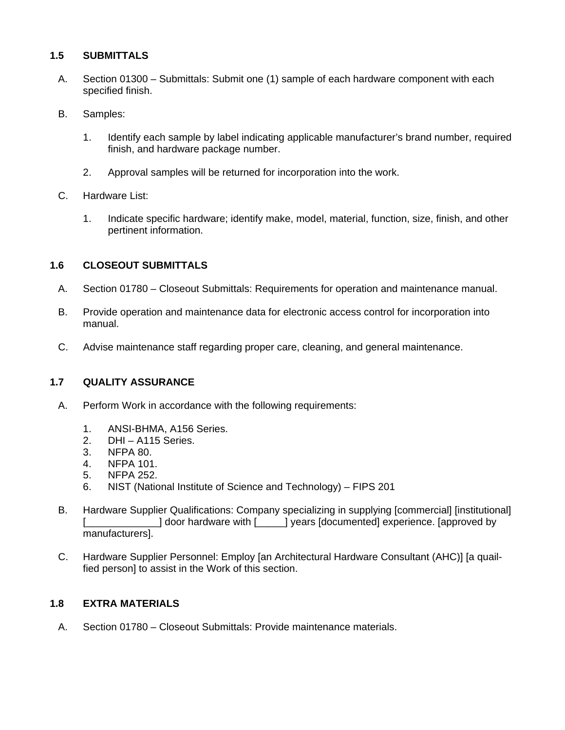### 1.5 SUBMITTALS

A. Section 01300 – Submittals: Submit one (1) sample of each hardware component with each specified finish.

B. Samples:

1. Identify each sample by label indicating applicable manufacturer's brand number, required finish, and hardware package number.

2. Approval samples will be returned for incorporation into the work.

C. Hardware List:

1. Indicate specific hardware; identify make, model, material, function, size, finish, and other pertinent information.

### 1.6 CLOSEOUT SUBMITTALS

A. Section 01780 – Closeout Submittals: Requirements for operation and maintenance manual.

B. Provide operation and maintenance data for electronic access control for incorporation into manual.

C. Advise maintenance staff regarding proper care, cleaning, and general maintenance.

### 1.7 QUALITY ASSURANCE

A. Perform Work in accordance with the following requirements:

1. ANSI-BHMA, A156 Series.
2. DHI – A115 Series.
3. NFPA 80.
4. NFPA 101.
5. NFPA 252.
6. NIST (National Institute of Science and Technology) – FIPS 201

B. Hardware Supplier Qualifications: Company specializing in supplying [commercial] [institutional] [_____________] door hardware with [_____] years [documented] experience. [approved by manufacturers].

C. Hardware Supplier Personnel: Employ [an Architectural Hardware Consultant (AHC)] [a quail-fied person] to assist in the Work of this section.

### 1.8 EXTRA MATERIALS

A. Section 01780 – Closeout Submittals: Provide maintenance materials.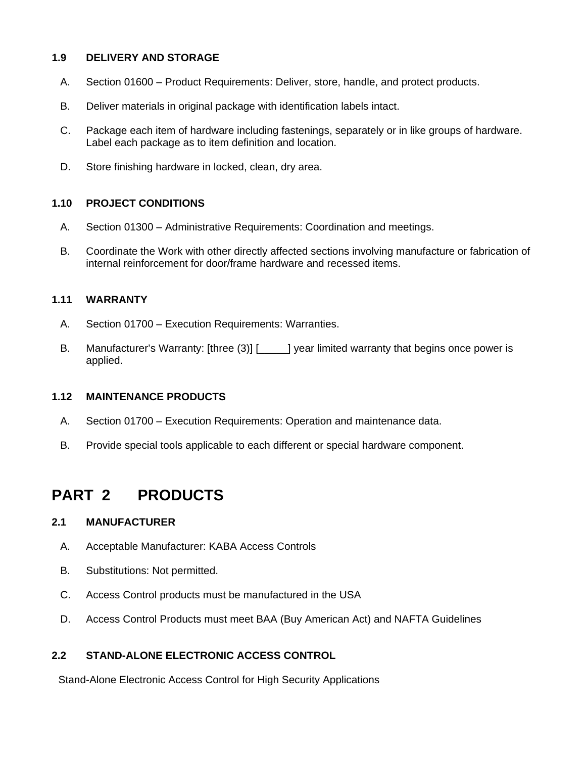### 1.9 DELIVERY AND STORAGE

A. Section 01600 – Product Requirements: Deliver, store, handle, and protect products.

B. Deliver materials in original package with identification labels intact.

C. Package each item of hardware including fastenings, separately or in like groups of hardware. Label each package as to item definition and location.

D. Store finishing hardware in locked, clean, dry area.

### 1.10 PROJECT CONDITIONS

A. Section 01300 – Administrative Requirements: Coordination and meetings.

B. Coordinate the Work with other directly affected sections involving manufacture or fabrication of internal reinforcement for door/frame hardware and recessed items.

### 1.11 WARRANTY

A. Section 01700 – Execution Requirements: Warranties.

B. Manufacturer's Warranty: [three (3)] [_____] year limited warranty that begins once power is applied.

### 1.12 MAINTENANCE PRODUCTS

A. Section 01700 – Execution Requirements: Operation and maintenance data.

B. Provide special tools applicable to each different or special hardware component.

## PART 2 PRODUCTS

### 2.1 MANUFACTURER

A. Acceptable Manufacturer: KABA Access Controls

B. Substitutions: Not permitted.

C. Access Control products must be manufactured in the USA

D. Access Control Products must meet BAA (Buy American Act) and NAFTA Guidelines

### 2.2 STAND-ALONE ELECTRONIC ACCESS CONTROL

Stand-Alone Electronic Access Control for High Security Applications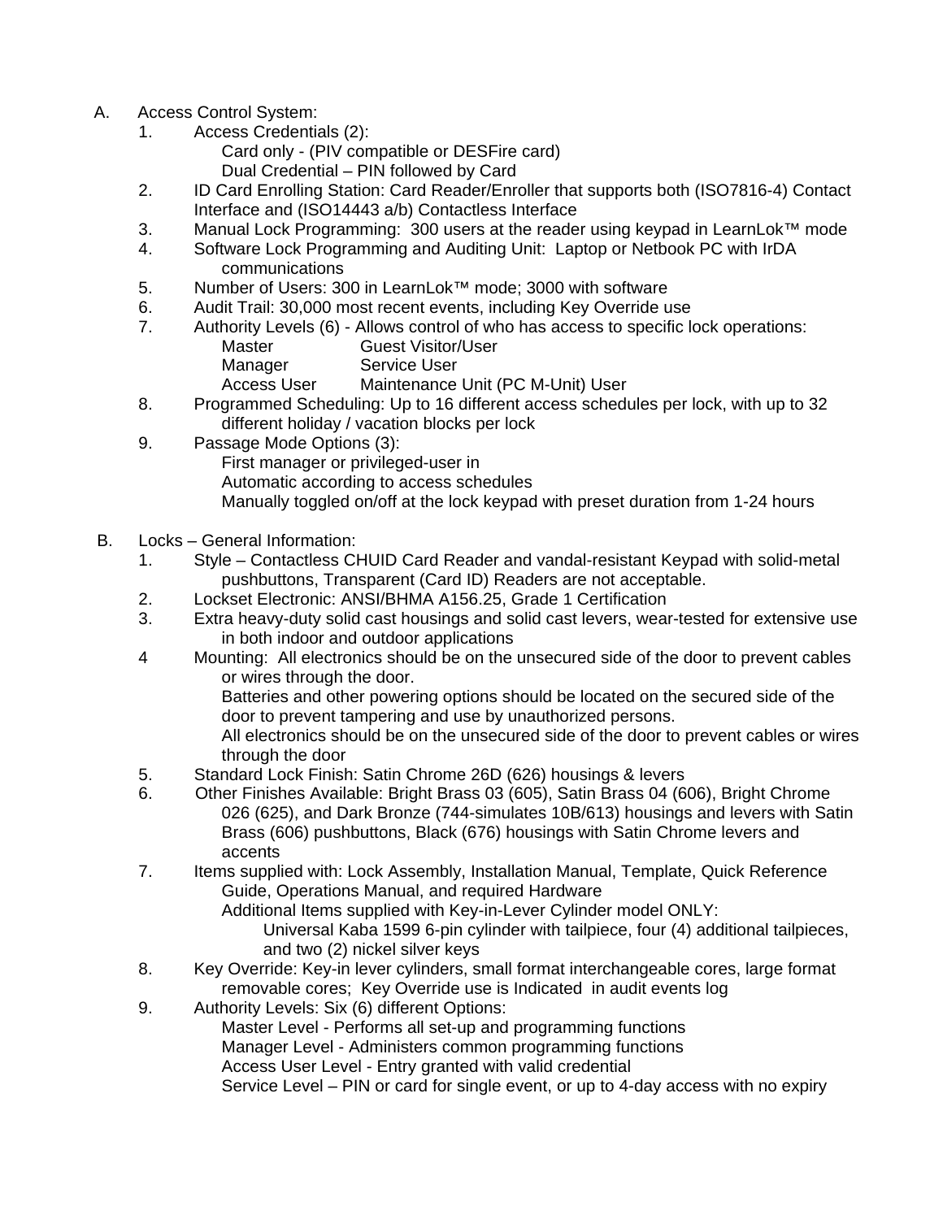A. Access Control System:

1. Access Credentials (2):
   Card only - (PIV compatible or DESFire card)
   Dual Credential – PIN followed by Card
2. ID Card Enrolling Station: Card Reader/Enroller that supports both (ISO7816-4) Contact Interface and (ISO14443 a/b) Contactless Interface
3. Manual Lock Programming: 300 users at the reader using keypad in LearnLok™ mode
4. Software Lock Programming and Auditing Unit: Laptop or Netbook PC with IrDA communications
5. Number of Users: 300 in LearnLok™ mode; 3000 with software
6. Audit Trail: 30,000 most recent events, including Key Override use
7. Authority Levels (6) - Allows control of who has access to specific lock operations:

   | | |
   |---|---|
   | Master | Guest Visitor/User |
   | Manager | Service User |
   | Access User | Maintenance Unit (PC M-Unit) User |

8. Programmed Scheduling: Up to 16 different access schedules per lock, with up to 32 different holiday / vacation blocks per lock
9. Passage Mode Options (3):
   First manager or privileged-user in
   Automatic according to access schedules
   Manually toggled on/off at the lock keypad with preset duration from 1-24 hours

B. Locks – General Information:

1. Style – Contactless CHUID Card Reader and vandal-resistant Keypad with solid-metal pushbuttons, Transparent (Card ID) Readers are not acceptable.
2. Lockset Electronic: ANSI/BHMA A156.25, Grade 1 Certification
3. Extra heavy-duty solid cast housings and solid cast levers, wear-tested for extensive use in both indoor and outdoor applications
4. Mounting: All electronics should be on the unsecured side of the door to prevent cables or wires through the door.
   Batteries and other powering options should be located on the secured side of the door to prevent tampering and use by unauthorized persons.
   All electronics should be on the unsecured side of the door to prevent cables or wires through the door
5. Standard Lock Finish: Satin Chrome 26D (626) housings & levers
6. Other Finishes Available: Bright Brass 03 (605), Satin Brass 04 (606), Bright Chrome 026 (625), and Dark Bronze (744-simulates 10B/613) housings and levers with Satin Brass (606) pushbuttons, Black (676) housings with Satin Chrome levers and accents
7. Items supplied with: Lock Assembly, Installation Manual, Template, Quick Reference Guide, Operations Manual, and required Hardware
   Additional Items supplied with Key-in-Lever Cylinder model ONLY:
      Universal Kaba 1599 6-pin cylinder with tailpiece, four (4) additional tailpieces, and two (2) nickel silver keys
8. Key Override: Key-in lever cylinders, small format interchangeable cores, large format removable cores; Key Override use is Indicated in audit events log
9. Authority Levels: Six (6) different Options:
   Master Level - Performs all set-up and programming functions
   Manager Level - Administers common programming functions
   Access User Level - Entry granted with valid credential
   Service Level – PIN or card for single event, or up to 4-day access with no expiry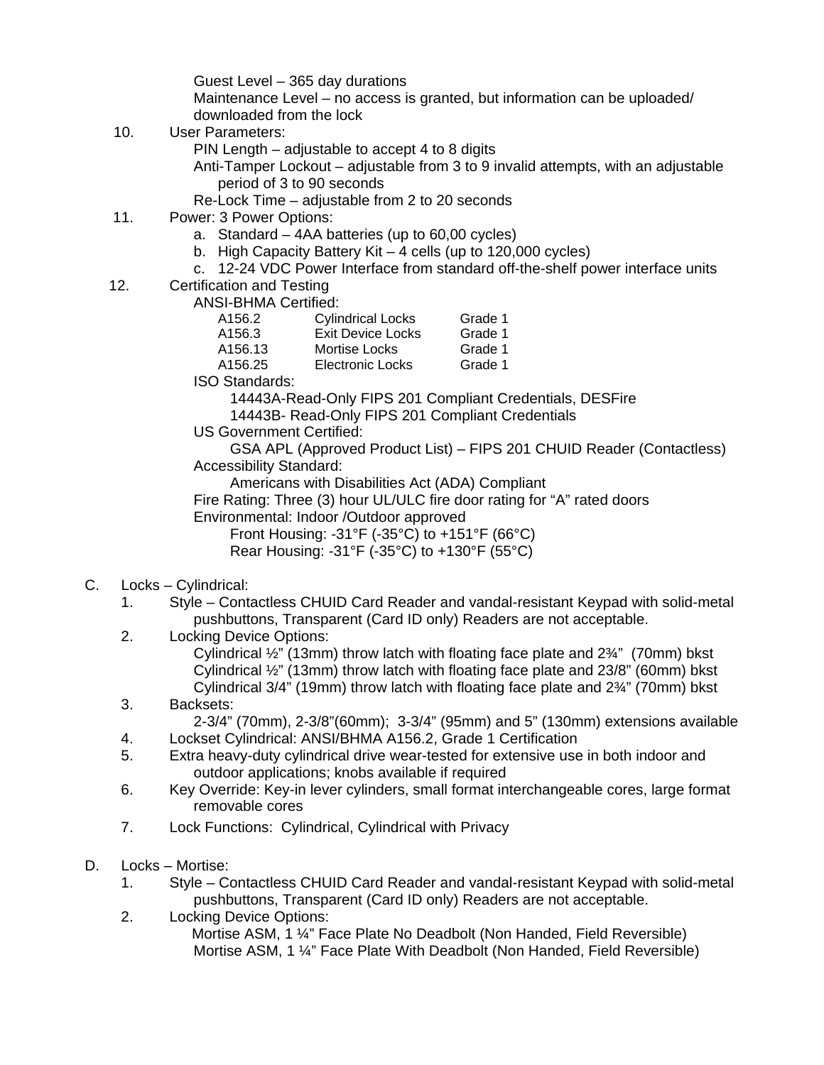Guest Level – 365 day durations
Maintenance Level – no access is granted, but information can be uploaded/downloaded from the lock

10. User Parameters:
    PIN Length – adjustable to accept 4 to 8 digits
    Anti-Tamper Lockout – adjustable from 3 to 9 invalid attempts, with an adjustable period of 3 to 90 seconds
    Re-Lock Time – adjustable from 2 to 20 seconds
11. Power: 3 Power Options:
    a. Standard – 4AA batteries (up to 60,00 cycles)
    b. High Capacity Battery Kit – 4 cells (up to 120,000 cycles)
    c. 12-24 VDC Power Interface from standard off-the-shelf power interface units
12. Certification and Testing
    ANSI-BHMA Certified:

| | | |
|---|---|---|
| A156.2 | Cylindrical Locks | Grade 1 |
| A156.3 | Exit Device Locks | Grade 1 |
| A156.13 | Mortise Locks | Grade 1 |
| A156.25 | Electronic Locks | Grade 1 |

    ISO Standards:
        14443A-Read-Only FIPS 201 Compliant Credentials, DESFire
        14443B- Read-Only FIPS 201 Compliant Credentials
    US Government Certified:
        GSA APL (Approved Product List) – FIPS 201 CHUID Reader (Contactless)
    Accessibility Standard:
        Americans with Disabilities Act (ADA) Compliant
    Fire Rating: Three (3) hour UL/ULC fire door rating for "A" rated doors
    Environmental: Indoor /Outdoor approved
        Front Housing: -31°F (-35°C) to +151°F (66°C)
        Rear Housing: -31°F (-35°C) to +130°F (55°C)

C. Locks – Cylindrical:
1. Style – Contactless CHUID Card Reader and vandal-resistant Keypad with solid-metal pushbuttons, Transparent (Card ID only) Readers are not acceptable.
2. Locking Device Options:
   Cylindrical ½" (13mm) throw latch with floating face plate and 2¾" (70mm) bkst
   Cylindrical ½" (13mm) throw latch with floating face plate and 23/8" (60mm) bkst
   Cylindrical 3/4" (19mm) throw latch with floating face plate and 2¾" (70mm) bkst
3. Backsets:
   2-3/4" (70mm), 2-3/8"(60mm); 3-3/4" (95mm) and 5" (130mm) extensions available
4. Lockset Cylindrical: ANSI/BHMA A156.2, Grade 1 Certification
5. Extra heavy-duty cylindrical drive wear-tested for extensive use in both indoor and outdoor applications; knobs available if required
6. Key Override: Key-in lever cylinders, small format interchangeable cores, large format removable cores
7. Lock Functions: Cylindrical, Cylindrical with Privacy

D. Locks – Mortise:
1. Style – Contactless CHUID Card Reader and vandal-resistant Keypad with solid-metal pushbuttons, Transparent (Card ID only) Readers are not acceptable.
2. Locking Device Options:
   Mortise ASM, 1 ¼" Face Plate No Deadbolt (Non Handed, Field Reversible)
   Mortise ASM, 1 ¼" Face Plate With Deadbolt (Non Handed, Field Reversible)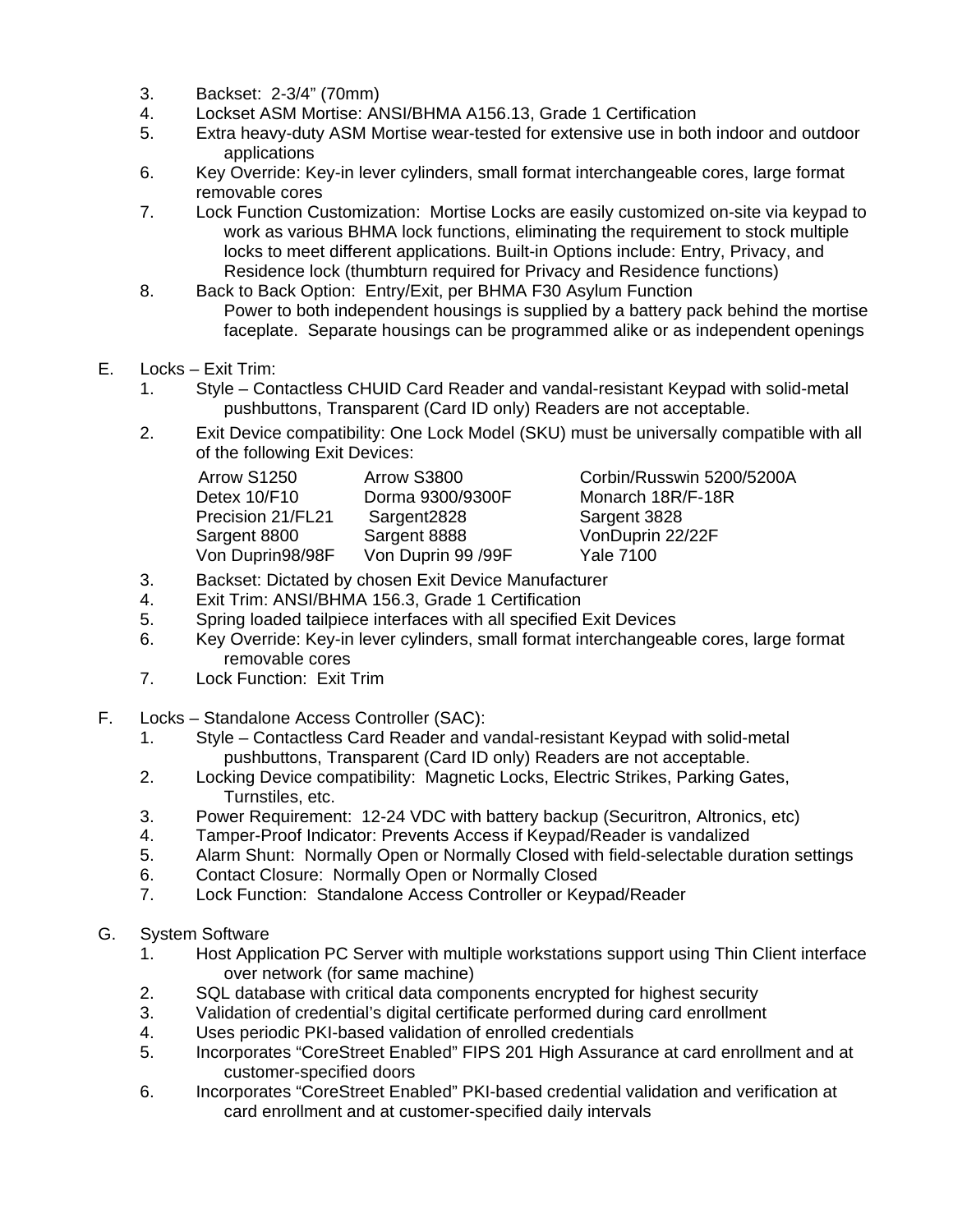3. Backset: 2-3/4" (70mm)
4. Lockset ASM Mortise: ANSI/BHMA A156.13, Grade 1 Certification
5. Extra heavy-duty ASM Mortise wear-tested for extensive use in both indoor and outdoor applications
6. Key Override: Key-in lever cylinders, small format interchangeable cores, large format removable cores
7. Lock Function Customization: Mortise Locks are easily customized on-site via keypad to work as various BHMA lock functions, eliminating the requirement to stock multiple locks to meet different applications. Built-in Options include: Entry, Privacy, and Residence lock (thumbturn required for Privacy and Residence functions)
8. Back to Back Option: Entry/Exit, per BHMA F30 Asylum Function
   Power to both independent housings is supplied by a battery pack behind the mortise faceplate. Separate housings can be programmed alike or as independent openings

E. Locks – Exit Trim:
1. Style – Contactless CHUID Card Reader and vandal-resistant Keypad with solid-metal pushbuttons, Transparent (Card ID only) Readers are not acceptable.
2. Exit Device compatibility: One Lock Model (SKU) must be universally compatible with all of the following Exit Devices:

| | | |
|---|---|---|
| Arrow S1250 | Arrow S3800 | Corbin/Russwin 5200/5200A |
| Detex 10/F10 | Dorma 9300/9300F | Monarch 18R/F-18R |
| Precision 21/FL21 | Sargent2828 | Sargent 3828 |
| Sargent 8800 | Sargent 8888 | VonDuprin 22/22F |
| Von Duprin98/98F | Von Duprin 99 /99F | Yale 7100 |

3. Backset: Dictated by chosen Exit Device Manufacturer
4. Exit Trim: ANSI/BHMA 156.3, Grade 1 Certification
5. Spring loaded tailpiece interfaces with all specified Exit Devices
6. Key Override: Key-in lever cylinders, small format interchangeable cores, large format removable cores
7. Lock Function: Exit Trim

F. Locks – Standalone Access Controller (SAC):
1. Style – Contactless Card Reader and vandal-resistant Keypad with solid-metal pushbuttons, Transparent (Card ID only) Readers are not acceptable.
2. Locking Device compatibility: Magnetic Locks, Electric Strikes, Parking Gates, Turnstiles, etc.
3. Power Requirement: 12-24 VDC with battery backup (Securitron, Altronics, etc)
4. Tamper-Proof Indicator: Prevents Access if Keypad/Reader is vandalized
5. Alarm Shunt: Normally Open or Normally Closed with field-selectable duration settings
6. Contact Closure: Normally Open or Normally Closed
7. Lock Function: Standalone Access Controller or Keypad/Reader

G. System Software
1. Host Application PC Server with multiple workstations support using Thin Client interface over network (for same machine)
2. SQL database with critical data components encrypted for highest security
3. Validation of credential's digital certificate performed during card enrollment
4. Uses periodic PKI-based validation of enrolled credentials
5. Incorporates "CoreStreet Enabled" FIPS 201 High Assurance at card enrollment and at customer-specified doors
6. Incorporates "CoreStreet Enabled" PKI-based credential validation and verification at card enrollment and at customer-specified daily intervals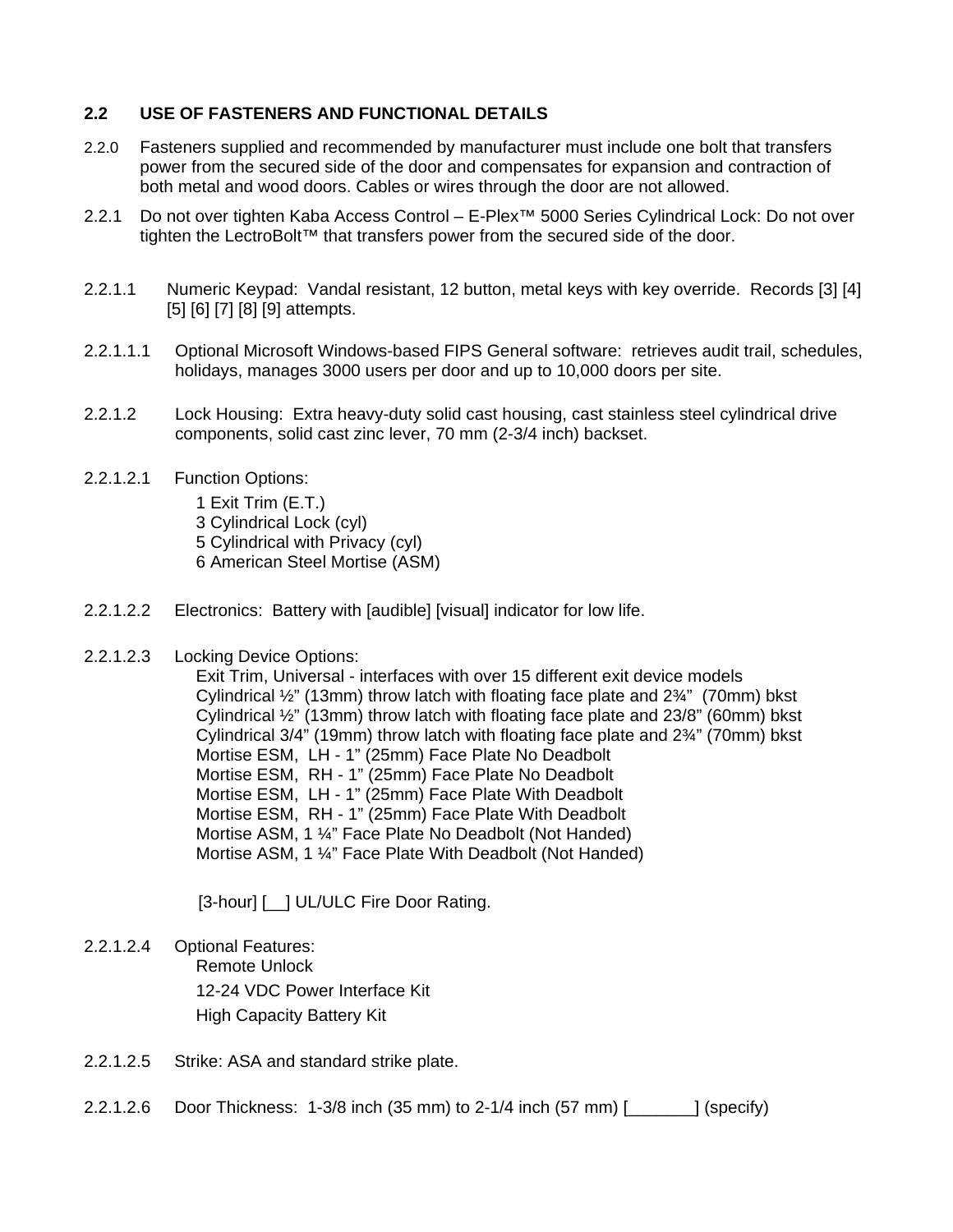## 2.2 USE OF FASTENERS AND FUNCTIONAL DETAILS

2.2.0 Fasteners supplied and recommended by manufacturer must include one bolt that transfers power from the secured side of the door and compensates for expansion and contraction of both metal and wood doors. Cables or wires through the door are not allowed.

2.2.1 Do not over tighten Kaba Access Control – E-Plex™ 5000 Series Cylindrical Lock: Do not over tighten the LectroBolt™ that transfers power from the secured side of the door.

2.2.1.1 Numeric Keypad: Vandal resistant, 12 button, metal keys with key override. Records [3] [4] [5] [6] [7] [8] [9] attempts.

2.2.1.1.1 Optional Microsoft Windows-based FIPS General software: retrieves audit trail, schedules, holidays, manages 3000 users per door and up to 10,000 doors per site.

2.2.1.2 Lock Housing: Extra heavy-duty solid cast housing, cast stainless steel cylindrical drive components, solid cast zinc lever, 70 mm (2-3/4 inch) backset.

2.2.1.2.1 Function Options:

1 Exit Trim (E.T.)
3 Cylindrical Lock (cyl)
5 Cylindrical with Privacy (cyl)
6 American Steel Mortise (ASM)

2.2.1.2.2 Electronics: Battery with [audible] [visual] indicator for low life.

2.2.1.2.3 Locking Device Options:

Exit Trim, Universal - interfaces with over 15 different exit device models
Cylindrical ½" (13mm) throw latch with floating face plate and 2¾" (70mm) bkst
Cylindrical ½" (13mm) throw latch with floating face plate and 23/8" (60mm) bkst
Cylindrical 3/4" (19mm) throw latch with floating face plate and 2¾" (70mm) bkst
Mortise ESM, LH - 1" (25mm) Face Plate No Deadbolt
Mortise ESM, RH - 1" (25mm) Face Plate No Deadbolt
Mortise ESM, LH - 1" (25mm) Face Plate With Deadbolt
Mortise ESM, RH - 1" (25mm) Face Plate With Deadbolt
Mortise ASM, 1 ¼" Face Plate No Deadbolt (Not Handed)
Mortise ASM, 1 ¼" Face Plate With Deadbolt (Not Handed)

[3-hour] [__] UL/ULC Fire Door Rating.

2.2.1.2.4 Optional Features:

Remote Unlock
12-24 VDC Power Interface Kit
High Capacity Battery Kit

2.2.1.2.5 Strike: ASA and standard strike plate.

2.2.1.2.6 Door Thickness: 1-3/8 inch (35 mm) to 2-1/4 inch (57 mm) [_______] (specify)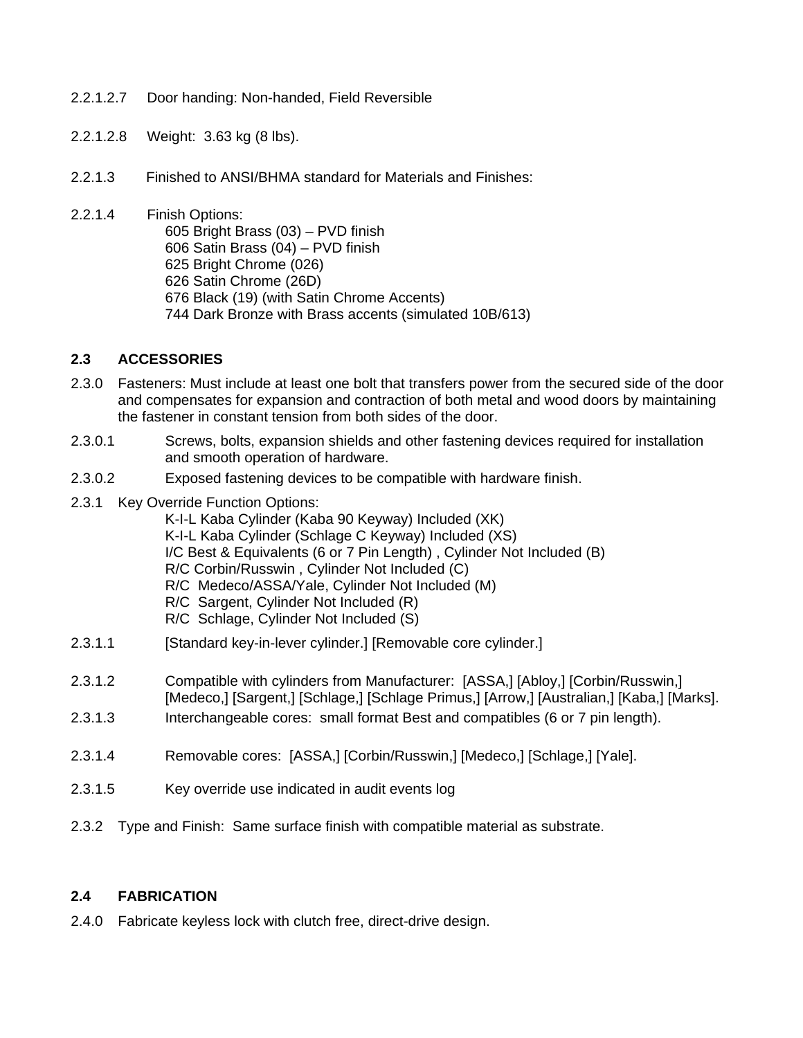2.2.1.2.7 Door handing: Non-handed, Field Reversible

2.2.1.2.8 Weight: 3.63 kg (8 lbs).

2.2.1.3 Finished to ANSI/BHMA standard for Materials and Finishes:

2.2.1.4 Finish Options:
605 Bright Brass (03) – PVD finish
606 Satin Brass (04) – PVD finish
625 Bright Chrome (026)
626 Satin Chrome (26D)
676 Black (19) (with Satin Chrome Accents)
744 Dark Bronze with Brass accents (simulated 10B/613)

**2.3 ACCESSORIES**

2.3.0 Fasteners: Must include at least one bolt that transfers power from the secured side of the door and compensates for expansion and contraction of both metal and wood doors by maintaining the fastener in constant tension from both sides of the door.

2.3.0.1 Screws, bolts, expansion shields and other fastening devices required for installation and smooth operation of hardware.

2.3.0.2 Exposed fastening devices to be compatible with hardware finish.

2.3.1 Key Override Function Options:
K-I-L Kaba Cylinder (Kaba 90 Keyway) Included (XK)
K-I-L Kaba Cylinder (Schlage C Keyway) Included (XS)
I/C Best & Equivalents (6 or 7 Pin Length) , Cylinder Not Included (B)
R/C Corbin/Russwin , Cylinder Not Included (C)
R/C Medeco/ASSA/Yale, Cylinder Not Included (M)
R/C Sargent, Cylinder Not Included (R)
R/C Schlage, Cylinder Not Included (S)

2.3.1.1 [Standard key-in-lever cylinder.] [Removable core cylinder.]

2.3.1.2 Compatible with cylinders from Manufacturer: [ASSA,] [Abloy,] [Corbin/Russwin,] [Medeco,] [Sargent,] [Schlage,] [Schlage Primus,] [Arrow,] [Australian,] [Kaba,] [Marks].

2.3.1.3 Interchangeable cores: small format Best and compatibles (6 or 7 pin length).

2.3.1.4 Removable cores: [ASSA,] [Corbin/Russwin,] [Medeco,] [Schlage,] [Yale].

2.3.1.5 Key override use indicated in audit events log

2.3.2 Type and Finish: Same surface finish with compatible material as substrate.

**2.4 FABRICATION**

2.4.0 Fabricate keyless lock with clutch free, direct-drive design.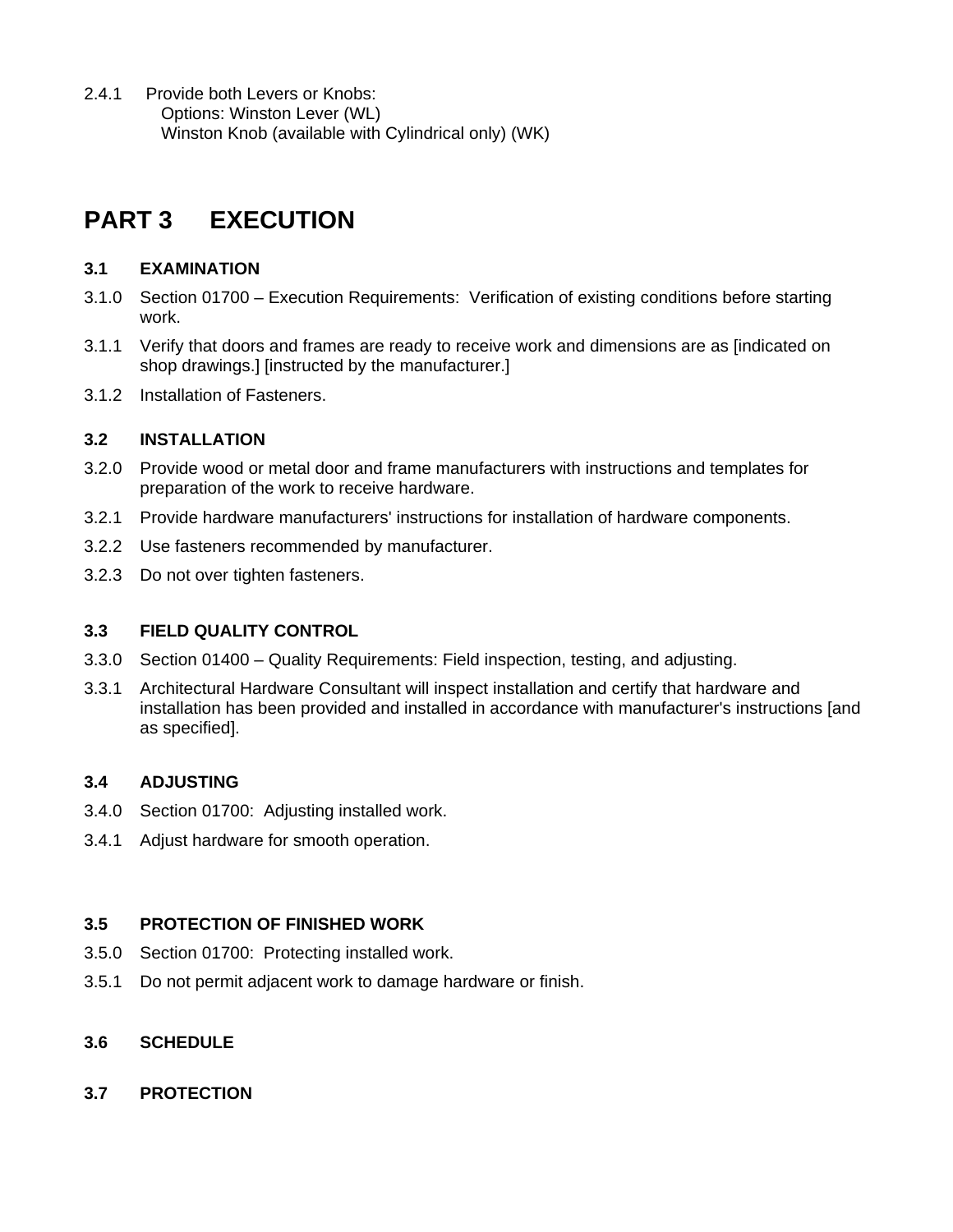2.4.1 Provide both Levers or Knobs:
Options: Winston Lever (WL)
Winston Knob (available with Cylindrical only) (WK)

# PART 3 EXECUTION

### 3.1 EXAMINATION

3.1.0 Section 01700 – Execution Requirements: Verification of existing conditions before starting work.

3.1.1 Verify that doors and frames are ready to receive work and dimensions are as [indicated on shop drawings.] [instructed by the manufacturer.]

3.1.2 Installation of Fasteners.

### 3.2 INSTALLATION

3.2.0 Provide wood or metal door and frame manufacturers with instructions and templates for preparation of the work to receive hardware.

3.2.1 Provide hardware manufacturers' instructions for installation of hardware components.

3.2.2 Use fasteners recommended by manufacturer.

3.2.3 Do not over tighten fasteners.

### 3.3 FIELD QUALITY CONTROL

3.3.0 Section 01400 – Quality Requirements: Field inspection, testing, and adjusting.

3.3.1 Architectural Hardware Consultant will inspect installation and certify that hardware and installation has been provided and installed in accordance with manufacturer's instructions [and as specified].

### 3.4 ADJUSTING

3.4.0 Section 01700: Adjusting installed work.

3.4.1 Adjust hardware for smooth operation.

### 3.5 PROTECTION OF FINISHED WORK

3.5.0 Section 01700: Protecting installed work.

3.5.1 Do not permit adjacent work to damage hardware or finish.

### 3.6 SCHEDULE

### 3.7 PROTECTION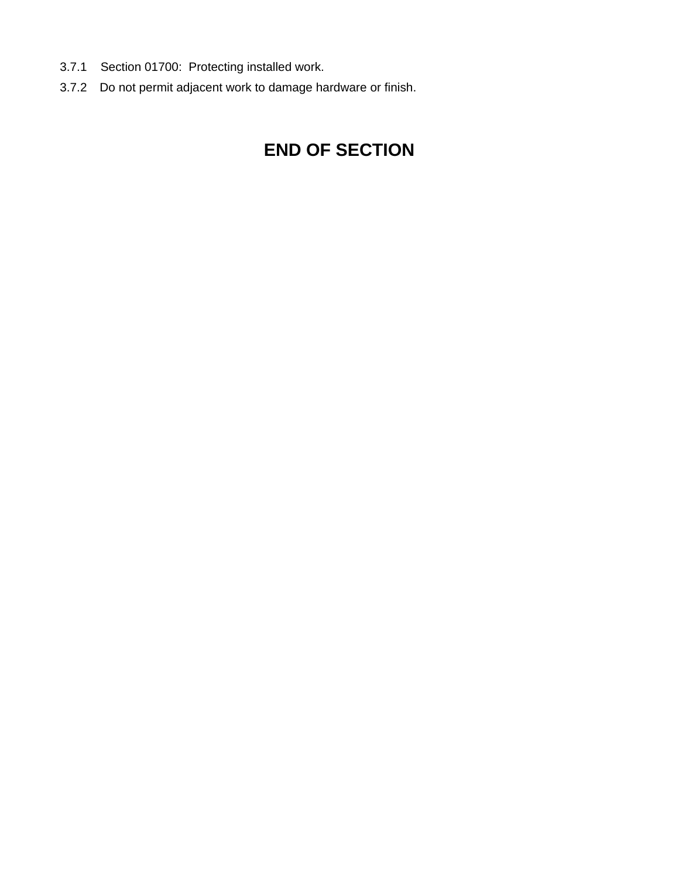3.7.1 Section 01700: Protecting installed work.

3.7.2 Do not permit adjacent work to damage hardware or finish.

**END OF SECTION**